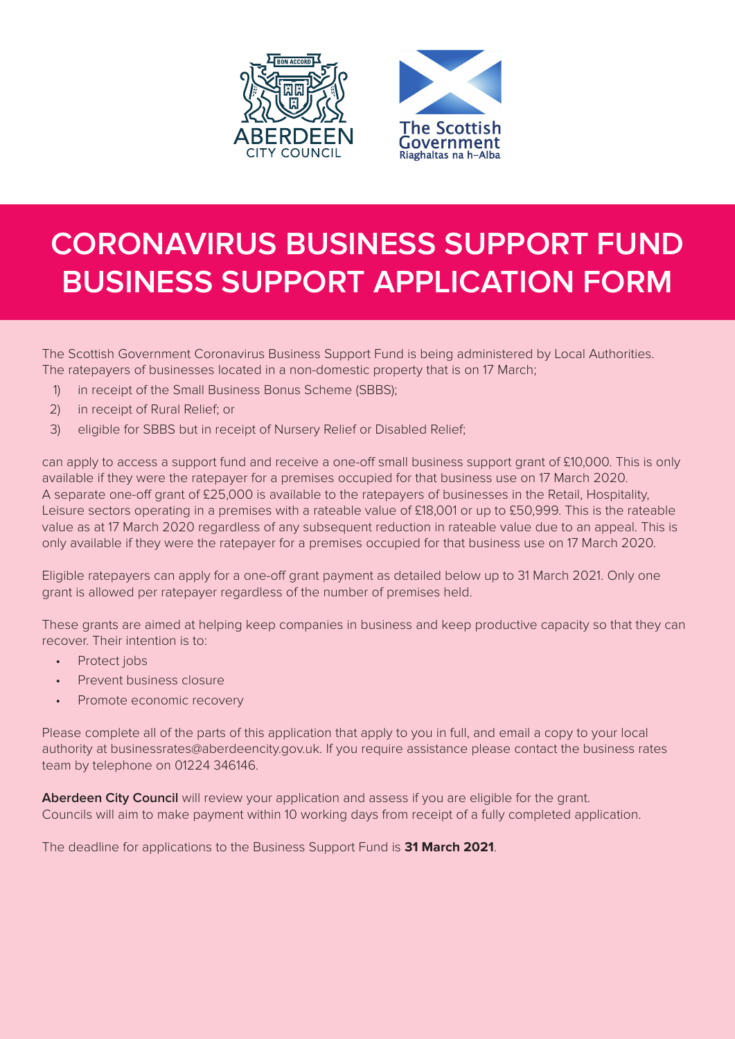# CORONAVIRUS BUSINESS SUPPORT FUND BUSINESS SUPPORT APPLICATION FORM

The Scottish Government Coronavirus Business Support Fund is being administered by Local Authorities. The ratepayers of businesses located in a non-domestic property that is on 17 March;

1) in receipt of the Small Business Bonus Scheme (SBBS);
2) in receipt of Rural Relief; or
3) eligible for SBBS but in receipt of Nursery Relief or Disabled Relief;

can apply to access a support fund and receive a one-off small business support grant of £10,000. This is only available if they were the ratepayer for a premises occupied for that business use on 17 March 2020. A separate one-off grant of £25,000 is available to the ratepayers of businesses in the Retail, Hospitality, Leisure sectors operating in a premises with a rateable value of £18,001 or up to £50,999. This is the rateable value as at 17 March 2020 regardless of any subsequent reduction in rateable value due to an appeal. This is only available if they were the ratepayer for a premises occupied for that business use on 17 March 2020.

Eligible ratepayers can apply for a one-off grant payment as detailed below up to 31 March 2021. Only one grant is allowed per ratepayer regardless of the number of premises held.

These grants are aimed at helping keep companies in business and keep productive capacity so that they can recover. Their intention is to:

- Protect jobs
- Prevent business closure
- Promote economic recovery

Please complete all of the parts of this application that apply to you in full, and email a copy to your local authority at businessrates@aberdeencity.gov.uk. If you require assistance please contact the business rates team by telephone on 01224 346146.

**Aberdeen City Council** will review your application and assess if you are eligible for the grant. Councils will aim to make payment within 10 working days from receipt of a fully completed application.

The deadline for applications to the Business Support Fund is **31 March 2021**.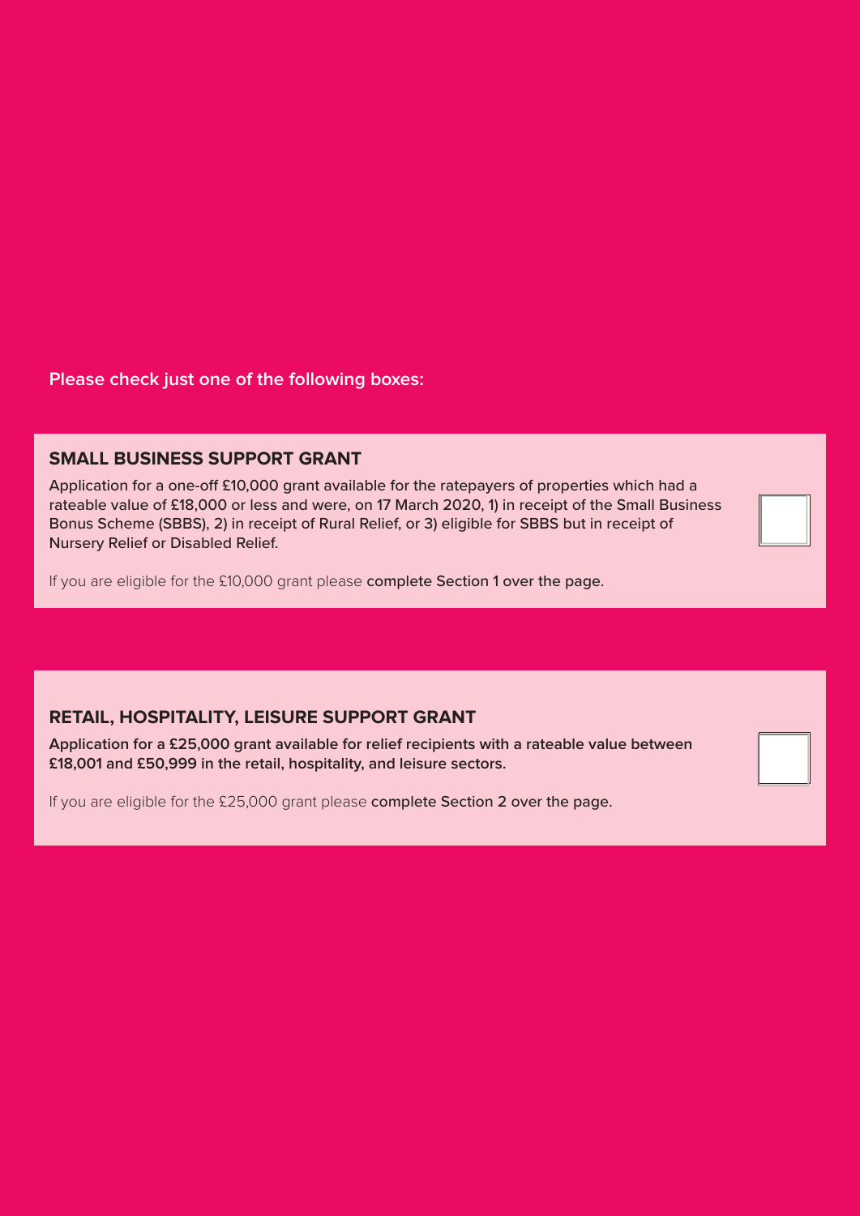**Please check just one of the following boxes:**

## SMALL BUSINESS SUPPORT GRANT

Application for a one-off £10,000 grant available for the ratepayers of properties which had a rateable value of £18,000 or less and were, on 17 March 2020, 1) in receipt of the Small Business Bonus Scheme (SBBS), 2) in receipt of Rural Relief, or 3) eligible for SBBS but in receipt of Nursery Relief or Disabled Relief. ☐

If you are eligible for the £10,000 grant please **complete Section 1 over the page.**

## RETAIL, HOSPITALITY, LEISURE SUPPORT GRANT

**Application for a £25,000 grant available for relief recipients with a rateable value between £18,001 and £50,999 in the retail, hospitality, and leisure sectors.** ☐

If you are eligible for the £25,000 grant please **complete Section 2 over the page.**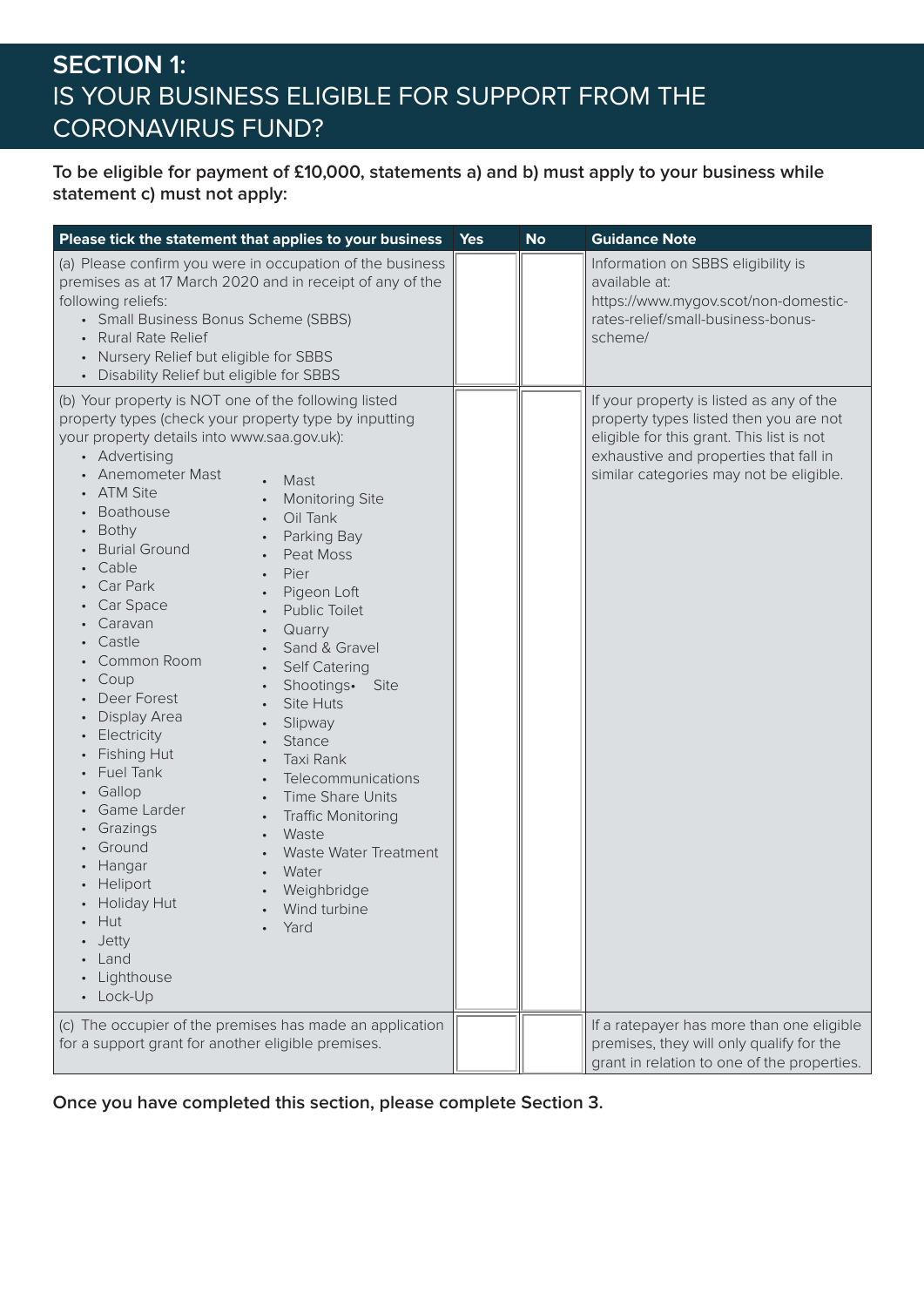# SECTION 1:
# IS YOUR BUSINESS ELIGIBLE FOR SUPPORT FROM THE CORONAVIRUS FUND?

**To be eligible for payment of £10,000, statements a) and b) must apply to your business while statement c) must not apply:**

| Please tick the statement that applies to your business | Yes | No | Guidance Note |
|---|---|---|---|
| (a) Please confirm you were in occupation of the business premises as at 17 March 2020 and in receipt of any of the following reliefs:<br>• Small Business Bonus Scheme (SBBS)<br>• Rural Rate Relief<br>• Nursery Relief but eligible for SBBS<br>• Disability Relief but eligible for SBBS | | | Information on SBBS eligibility is available at: https://www.mygov.scot/non-domestic-rates-relief/small-business-bonus-scheme/ |
| (b) Your property is NOT one of the following listed property types (check your property type by inputting your property details into www.saa.gov.uk):<br>• Advertising<br>• Anemometer Mast<br>• ATM Site<br>• Boathouse<br>• Bothy<br>• Burial Ground<br>• Cable<br>• Car Park<br>• Car Space<br>• Caravan<br>• Castle<br>• Common Room<br>• Coup<br>• Deer Forest<br>• Display Area<br>• Electricity<br>• Fishing Hut<br>• Fuel Tank<br>• Gallop<br>• Game Larder<br>• Grazings<br>• Ground<br>• Hangar<br>• Heliport<br>• Holiday Hut<br>• Hut<br>• Jetty<br>• Land<br>• Lighthouse<br>• Lock-Up<br>• Mast<br>• Monitoring Site<br>• Oil Tank<br>• Parking Bay<br>• Peat Moss<br>• Pier<br>• Pigeon Loft<br>• Public Toilet<br>• Quarry<br>• Sand & Gravel<br>• Self Catering<br>• Shootings<br>• Site<br>• Site Huts<br>• Slipway<br>• Stance<br>• Taxi Rank<br>• Telecommunications<br>• Time Share Units<br>• Traffic Monitoring<br>• Waste<br>• Waste Water Treatment<br>• Water<br>• Weighbridge<br>• Wind turbine<br>• Yard | | | If your property is listed as any of the property types listed then you are not eligible for this grant. This list is not exhaustive and properties that fall in similar categories may not be eligible. |
| (c) The occupier of the premises has made an application for a support grant for another eligible premises. | | | If a ratepayer has more than one eligible premises, they will only qualify for the grant in relation to one of the properties. |

**Once you have completed this section, please complete Section 3.**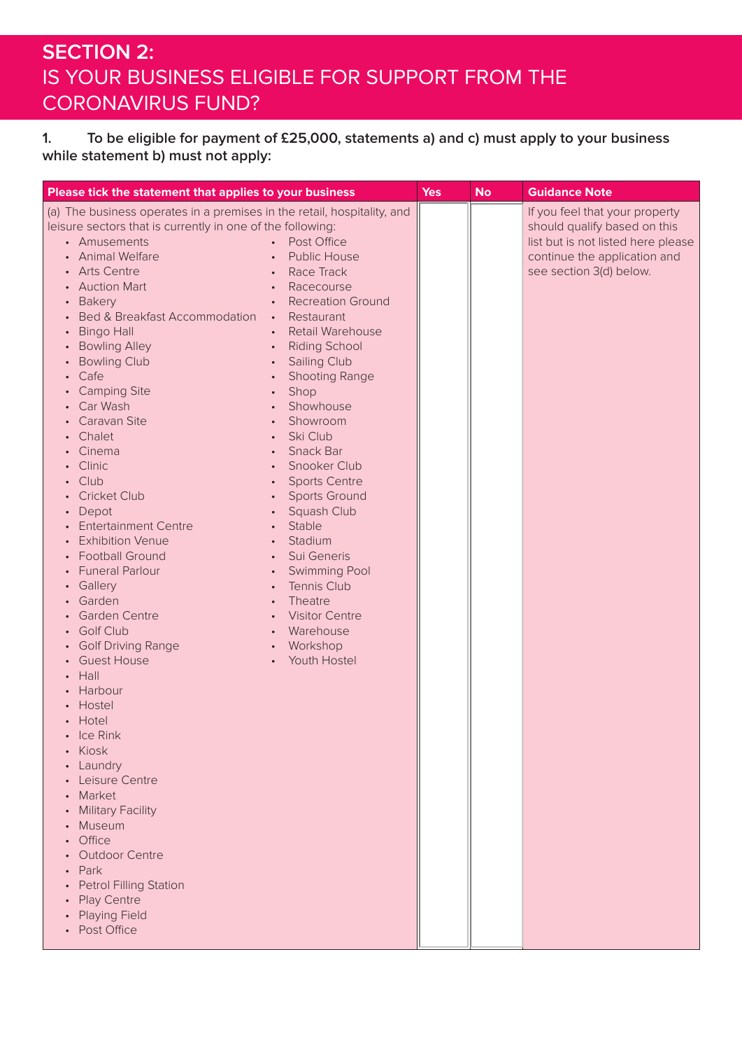## SECTION 2:
## IS YOUR BUSINESS ELIGIBLE FOR SUPPORT FROM THE CORONAVIRUS FUND?

**1. To be eligible for payment of £25,000, statements a) and c) must apply to your business while statement b) must not apply:**

| Please tick the statement that applies to your business | Yes | No | Guidance Note |
|---|---|---|---|
| (a) The business operates in a premises in the retail, hospitality, and leisure sectors that is currently in one of the following:<br>• Amusements<br>• Animal Welfare<br>• Arts Centre<br>• Auction Mart<br>• Bakery<br>• Bed & Breakfast Accommodation<br>• Bingo Hall<br>• Bowling Alley<br>• Bowling Club<br>• Cafe<br>• Camping Site<br>• Car Wash<br>• Caravan Site<br>• Chalet<br>• Cinema<br>• Clinic<br>• Club<br>• Cricket Club<br>• Depot<br>• Entertainment Centre<br>• Exhibition Venue<br>• Football Ground<br>• Funeral Parlour<br>• Gallery<br>• Garden<br>• Garden Centre<br>• Golf Club<br>• Golf Driving Range<br>• Guest House<br>• Hall<br>• Harbour<br>• Hostel<br>• Hotel<br>• Ice Rink<br>• Kiosk<br>• Laundry<br>• Leisure Centre<br>• Market<br>• Military Facility<br>• Museum<br>• Office<br>• Outdoor Centre<br>• Park<br>• Petrol Filling Station<br>• Play Centre<br>• Playing Field<br>• Post Office<br>• Post Office<br>• Public House<br>• Race Track<br>• Racecourse<br>• Recreation Ground<br>• Restaurant<br>• Retail Warehouse<br>• Riding School<br>• Sailing Club<br>• Shooting Range<br>• Shop<br>• Showhouse<br>• Showroom<br>• Ski Club<br>• Snack Bar<br>• Snooker Club<br>• Sports Centre<br>• Sports Ground<br>• Squash Club<br>• Stable<br>• Stadium<br>• Sui Generis<br>• Swimming Pool<br>• Tennis Club<br>• Theatre<br>• Visitor Centre<br>• Warehouse<br>• Workshop<br>• Youth Hostel | | | If you feel that your property should qualify based on this list but is not listed here please continue the application and see section 3(d) below. |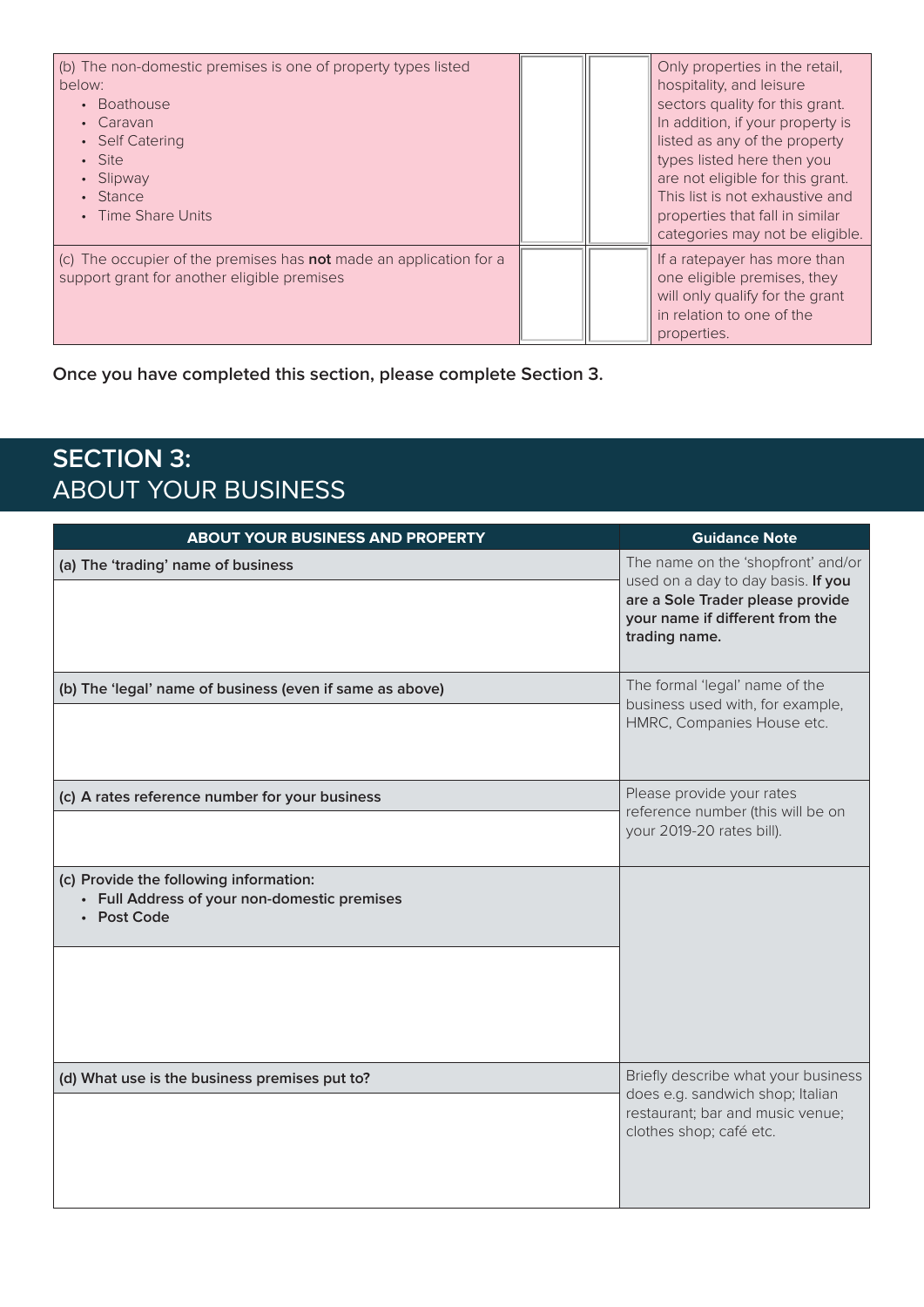| (b) The non-domestic premises is one of property types listed below:<br>• Boathouse<br>• Caravan<br>• Self Catering<br>• Site<br>• Slipway<br>• Stance<br>• Time Share Units | | | Only properties in the retail, hospitality, and leisure sectors quality for this grant. In addition, if your property is listed as any of the property types listed here then you are not eligible for this grant. This list is not exhaustive and properties that fall in similar categories may not be eligible. |
|---|---|---|---|
| (c) The occupier of the premises has **not** made an application for a support grant for another eligible premises | | | If a ratepayer has more than one eligible premises, they will only qualify for the grant in relation to one of the properties. |

**Once you have completed this section, please complete Section 3.**

## SECTION 3: ABOUT YOUR BUSINESS

| ABOUT YOUR BUSINESS AND PROPERTY | Guidance Note |
|---|---|
| **(a) The 'trading' name of business** | The name on the 'shopfront' and/or used on a day to day basis. **If you are a Sole Trader please provide your name if different from the trading name.** |
| | |
| **(b) The 'legal' name of business (even if same as above)** | The formal 'legal' name of the business used with, for example, HMRC, Companies House etc. |
| | |
| **(c) A rates reference number for your business** | Please provide your rates reference number (this will be on your 2019-20 rates bill). |
| | |
| **(c) Provide the following information:**<br>• **Full Address of your non-domestic premises**<br>• **Post Code** | |
| | |
| **(d) What use is the business premises put to?** | Briefly describe what your business does e.g. sandwich shop; Italian restaurant; bar and music venue; clothes shop; café etc. |
| | |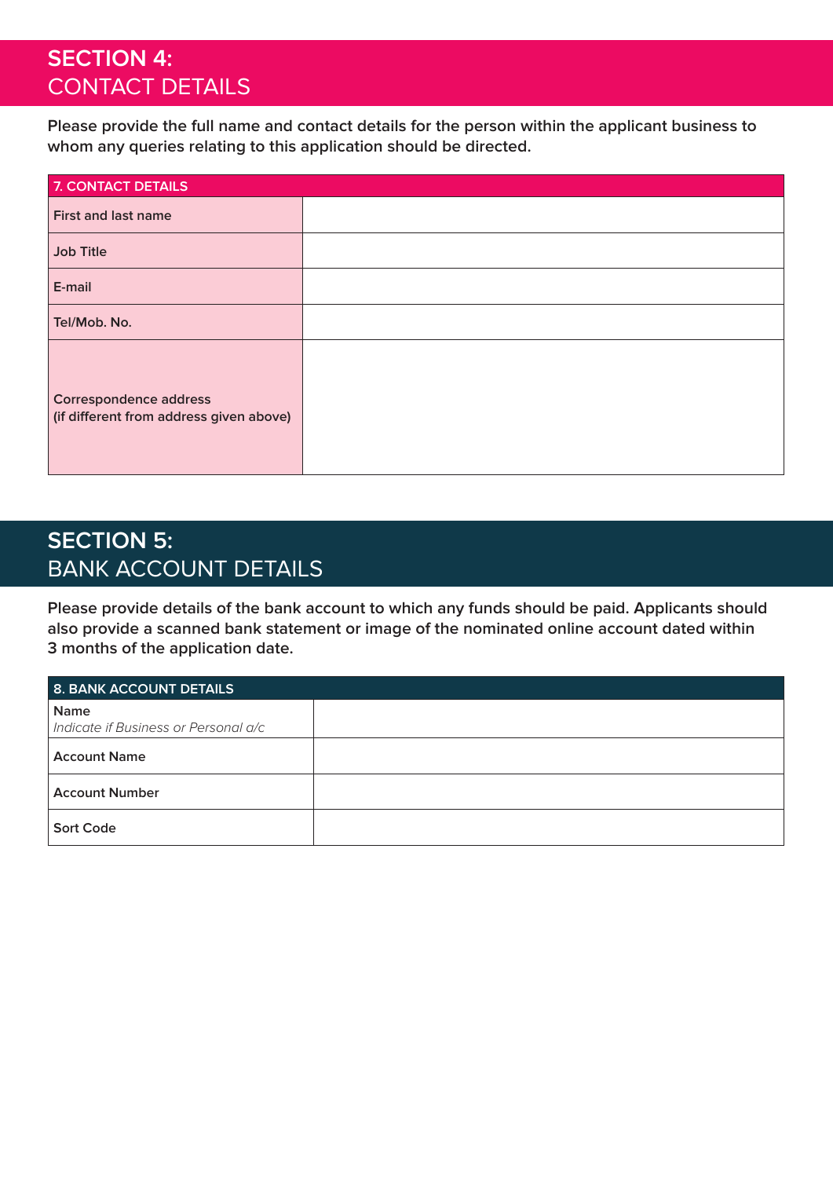## SECTION 4: CONTACT DETAILS

**Please provide the full name and contact details for the person within the applicant business to whom any queries relating to this application should be directed.**

| 7. CONTACT DETAILS | |
|---|---|
| First and last name | |
| Job Title | |
| E-mail | |
| Tel/Mob. No. | |
| Correspondence address (if different from address given above) | |

## SECTION 5: BANK ACCOUNT DETAILS

**Please provide details of the bank account to which any funds should be paid. Applicants should also provide a scanned bank statement or image of the nominated online account dated within 3 months of the application date.**

| 8. BANK ACCOUNT DETAILS | |
|---|---|
| Name *Indicate if Business or Personal a/c* | |
| Account Name | |
| Account Number | |
| Sort Code | |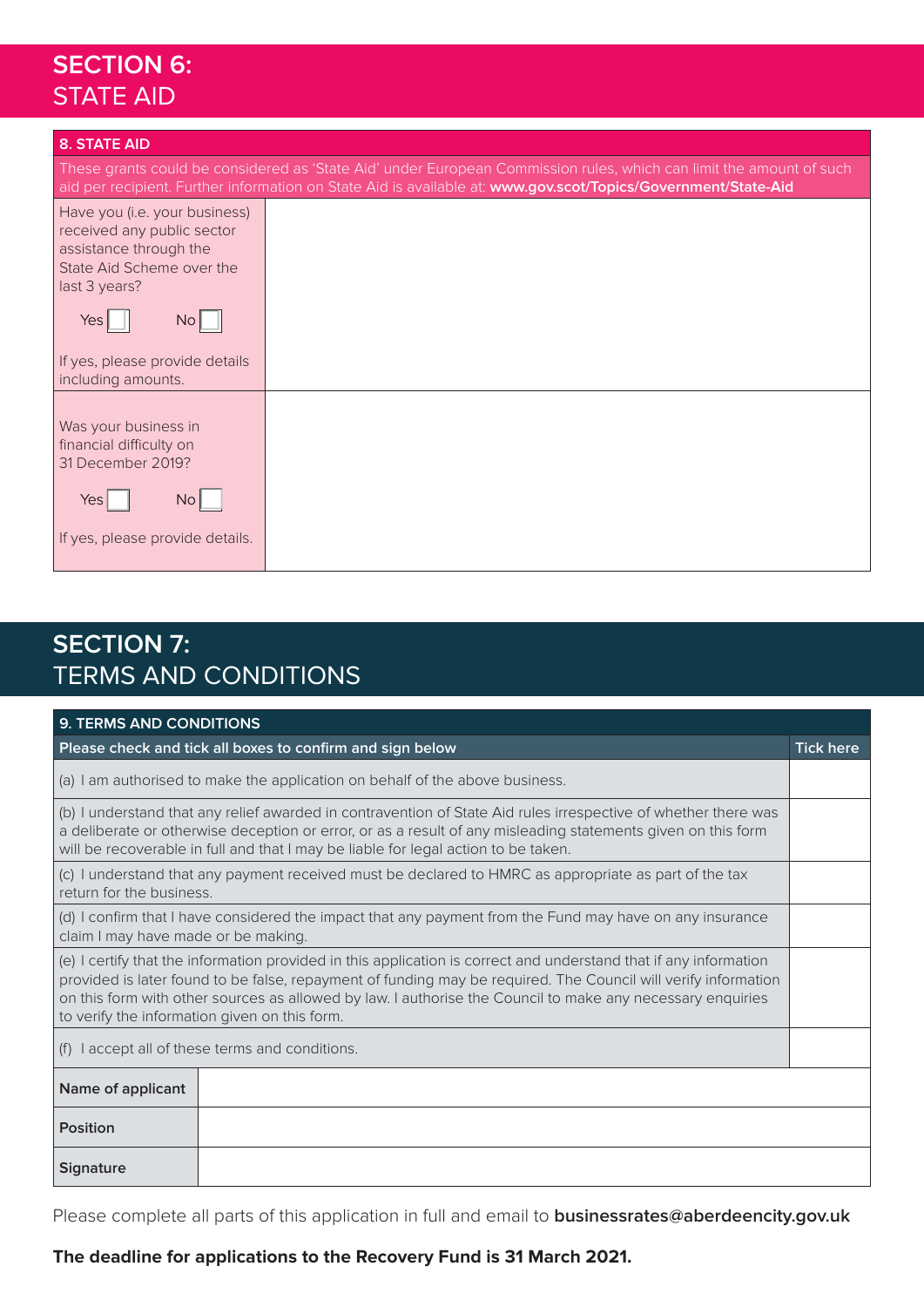# SECTION 6:
STATE AID

| 8. STATE AID | |
|---|---|
| These grants could be considered as 'State Aid' under European Commission rules, which can limit the amount of such aid per recipient. Further information on State Aid is available at: **www.gov.scot/Topics/Government/State-Aid** | |
| Have you (i.e. your business) received any public sector assistance through the State Aid Scheme over the last 3 years?<br><br>Yes ☐ No ☐<br><br>If yes, please provide details including amounts. | |
| Was your business in financial difficulty on 31 December 2019?<br><br>Yes ☐ No ☐<br><br>If yes, please provide details. | |

# SECTION 7:
TERMS AND CONDITIONS

| 9. TERMS AND CONDITIONS | |
|---|---|
| **Please check and tick all boxes to confirm and sign below** | **Tick here** |
| (a) I am authorised to make the application on behalf of the above business. | |
| (b) I understand that any relief awarded in contravention of State Aid rules irrespective of whether there was a deliberate or otherwise deception or error, or as a result of any misleading statements given on this form will be recoverable in full and that I may be liable for legal action to be taken. | |
| (c) I understand that any payment received must be declared to HMRC as appropriate as part of the tax return for the business. | |
| (d) I confirm that I have considered the impact that any payment from the Fund may have on any insurance claim I may have made or be making. | |
| (e) I certify that the information provided in this application is correct and understand that if any information provided is later found to be false, repayment of funding may be required. The Council will verify information on this form with other sources as allowed by law. I authorise the Council to make any necessary enquiries to verify the information given on this form. | |
| (f) I accept all of these terms and conditions. | |

| | |
|---|---|
| **Name of applicant** | |
| **Position** | |
| **Signature** | |

Please complete all parts of this application in full and email to **businessrates@aberdeencity.gov.uk**

**The deadline for applications to the Recovery Fund is 31 March 2021.**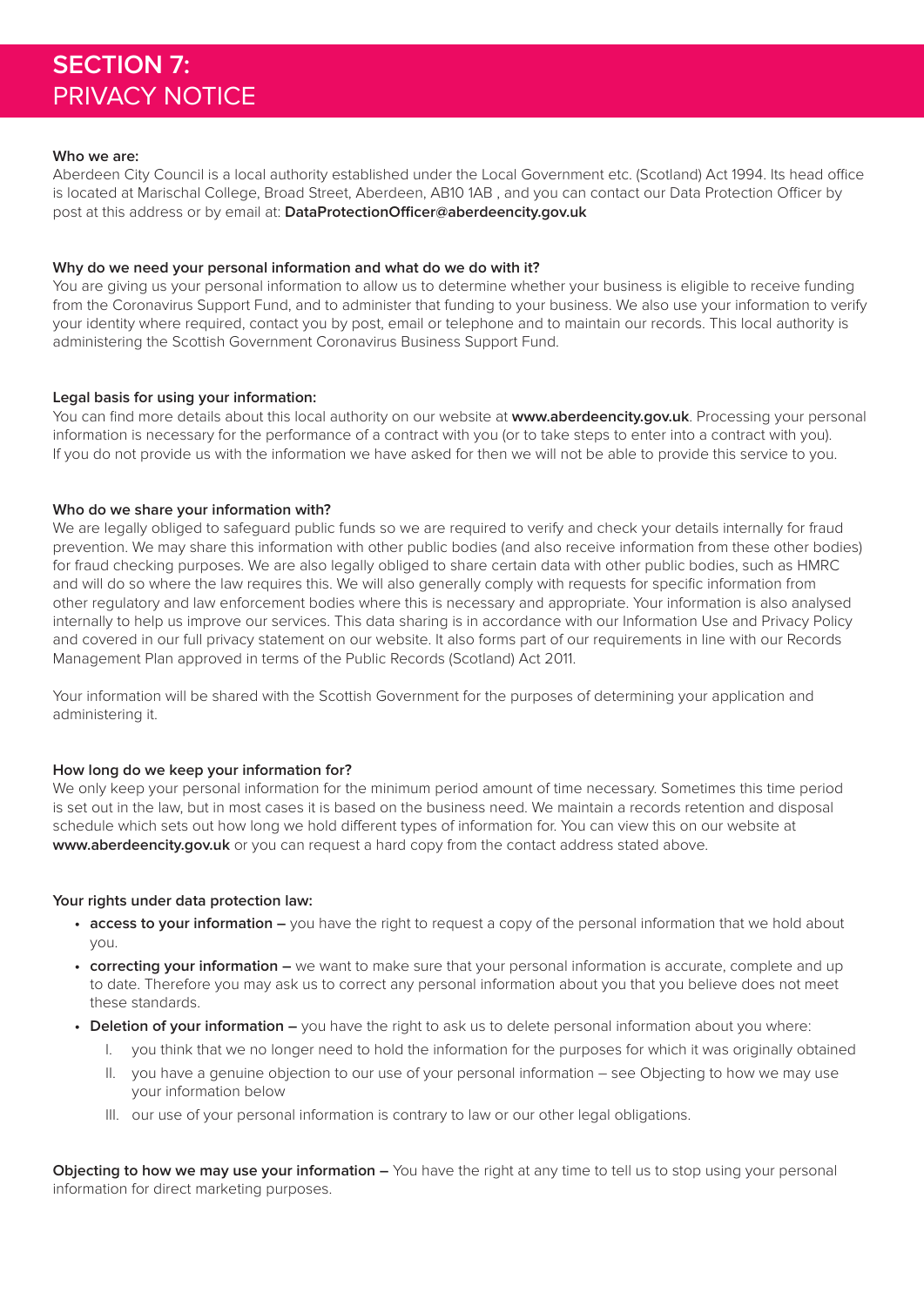# SECTION 7: PRIVACY NOTICE

**Who we are:**
Aberdeen City Council is a local authority established under the Local Government etc. (Scotland) Act 1994. Its head office is located at Marischal College, Broad Street, Aberdeen, AB10 1AB , and you can contact our Data Protection Officer by post at this address or by email at: **DataProtectionOfficer@aberdeencity.gov.uk**

**Why do we need your personal information and what do we do with it?**
You are giving us your personal information to allow us to determine whether your business is eligible to receive funding from the Coronavirus Support Fund, and to administer that funding to your business. We also use your information to verify your identity where required, contact you by post, email or telephone and to maintain our records. This local authority is administering the Scottish Government Coronavirus Business Support Fund.

**Legal basis for using your information:**
You can find more details about this local authority on our website at **www.aberdeencity.gov.uk**. Processing your personal information is necessary for the performance of a contract with you (or to take steps to enter into a contract with you). If you do not provide us with the information we have asked for then we will not be able to provide this service to you.

**Who do we share your information with?**
We are legally obliged to safeguard public funds so we are required to verify and check your details internally for fraud prevention. We may share this information with other public bodies (and also receive information from these other bodies) for fraud checking purposes. We are also legally obliged to share certain data with other public bodies, such as HMRC and will do so where the law requires this. We will also generally comply with requests for specific information from other regulatory and law enforcement bodies where this is necessary and appropriate. Your information is also analysed internally to help us improve our services. This data sharing is in accordance with our Information Use and Privacy Policy and covered in our full privacy statement on our website. It also forms part of our requirements in line with our Records Management Plan approved in terms of the Public Records (Scotland) Act 2011.

Your information will be shared with the Scottish Government for the purposes of determining your application and administering it.

**How long do we keep your information for?**
We only keep your personal information for the minimum period amount of time necessary. Sometimes this time period is set out in the law, but in most cases it is based on the business need. We maintain a records retention and disposal schedule which sets out how long we hold different types of information for. You can view this on our website at **www.aberdeencity.gov.uk** or you can request a hard copy from the contact address stated above.

**Your rights under data protection law:**

- **access to your information –** you have the right to request a copy of the personal information that we hold about you.
- **correcting your information –** we want to make sure that your personal information is accurate, complete and up to date. Therefore you may ask us to correct any personal information about you that you believe does not meet these standards.
- **Deletion of your information –** you have the right to ask us to delete personal information about you where:
    - I. you think that we no longer need to hold the information for the purposes for which it was originally obtained
    - II. you have a genuine objection to our use of your personal information – see Objecting to how we may use your information below
    - III. our use of your personal information is contrary to law or our other legal obligations.

**Objecting to how we may use your information –** You have the right at any time to tell us to stop using your personal information for direct marketing purposes.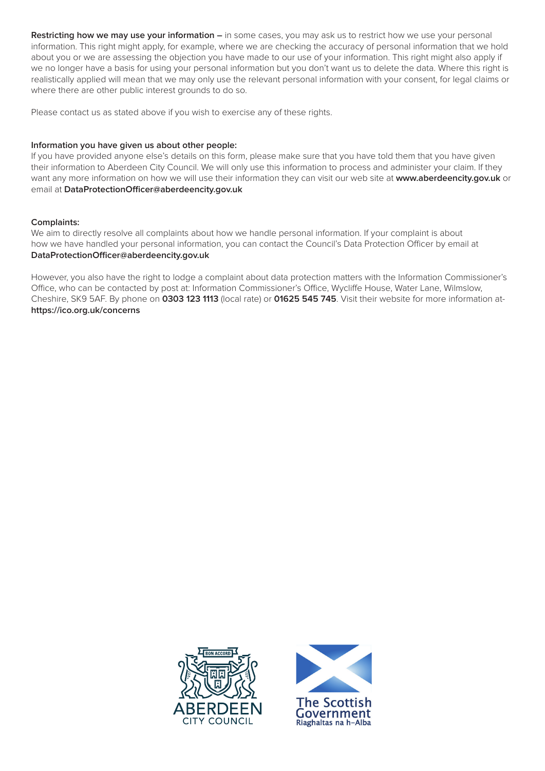**Restricting how we may use your information –** in some cases, you may ask us to restrict how we use your personal information. This right might apply, for example, where we are checking the accuracy of personal information that we hold about you or we are assessing the objection you have made to our use of your information. This right might also apply if we no longer have a basis for using your personal information but you don't want us to delete the data. Where this right is realistically applied will mean that we may only use the relevant personal information with your consent, for legal claims or where there are other public interest grounds to do so.

Please contact us as stated above if you wish to exercise any of these rights.

**Information you have given us about other people:**

If you have provided anyone else's details on this form, please make sure that you have told them that you have given their information to Aberdeen City Council. We will only use this information to process and administer your claim. If they want any more information on how we will use their information they can visit our web site at **www.aberdeencity.gov.uk** or email at **DataProtectionOfficer@aberdeencity.gov.uk**

**Complaints:**

We aim to directly resolve all complaints about how we handle personal information. If your complaint is about how we have handled your personal information, you can contact the Council's Data Protection Officer by email at **DataProtectionOfficer@aberdeencity.gov.uk**

However, you also have the right to lodge a complaint about data protection matters with the Information Commissioner's Office, who can be contacted by post at: Information Commissioner's Office, Wycliffe House, Water Lane, Wilmslow, Cheshire, SK9 5AF. By phone on **0303 123 1113** (local rate) or **01625 545 745**. Visit their website for more information at- **https://ico.org.uk/concerns**

BON ACCORD
ABERDEEN CITY COUNCIL

The Scottish Government
Riaghaltas na h-Alba